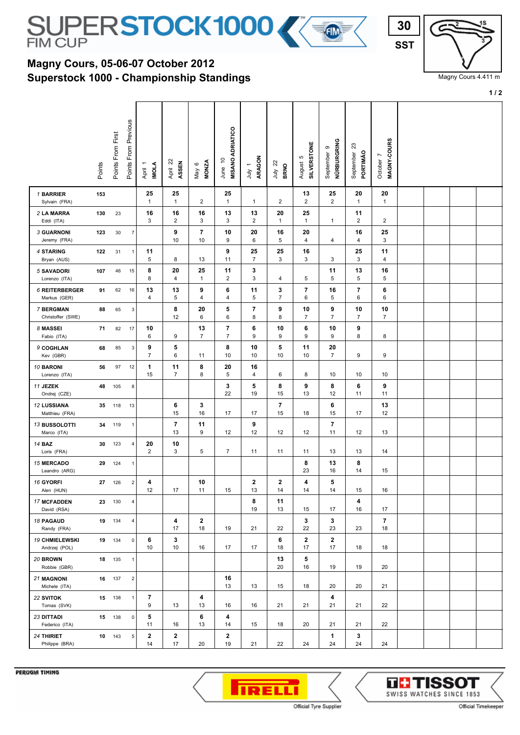# SUPERSTOCK 1000 FIM CUP

**30 SST**

Magny Cours 4.411 m

## Magny Cours, 05-06-07 October 2012
## Superstock 1000 - Championship Standings

| | Points | Points From First | Points From Previous | April 1 IMOLA | April 22 ASSEN | May 6 MONZA | June 10 MISANO ADRIATICO | July 1 ARAGON | July 22 BRNO | August 5 SILVERSTONE | September 9 NÜRBURGRING | September 23 PORTIMÃO | October 7 MAGNY-COURS |
|---|---|---|---|---|---|---|---|---|---|---|---|---|---|
| 1 **BARRIER** Sylvain (FRA) | 153 | | | **25** 1 | **25** 1 | 2 | **25** 1 | 1 | 2 | **13** 2 | **25** 2 | **20** 1 | **20** 1 |
| 2 **LA MARRA** Eddi (ITA) | 130 | 23 | | **16** 3 | **16** 2 | **16** 3 | **13** 3 | **13** 2 | **20** 1 | **25** 1 | 1 | **11** 2 | 2 |
| 3 **GUARNONI** Jeremy (FRA) | 123 | 30 | 7 | | **9** 10 | **7** 10 | **10** 9 | **20** 6 | **16** 5 | **20** 4 | 4 | **16** 4 | **25** 3 |
| 4 **STARING** Bryan (AUS) | 122 | 31 | 1 | **11** 5 | 8 | 13 | **9** 11 | **25** 7 | **25** 3 | **16** 3 | 3 | **25** 3 | **11** 4 |
| 5 **SAVADORI** Lorenzo (ITA) | 107 | 46 | 15 | **8** 8 | **20** 4 | **25** 1 | **11** 2 | **3** 3 | 4 | 5 | **11** 5 | **13** 5 | **16** 5 |
| 6 **REITERBERGER** Markus (GER) | 91 | 62 | 16 | **13** 4 | **13** 5 | **9** 4 | **6** 4 | **11** 5 | **3** 7 | **7** 6 | **16** 5 | **7** 6 | **6** 6 |
| 7 **BERGMAN** Christoffer (SWE) | 88 | 65 | 3 | | **8** 12 | **20** 6 | **5** 6 | **7** 8 | **9** 8 | **10** 7 | **9** 7 | **10** 7 | **10** 7 |
| 8 **MASSEI** Fabio (ITA) | 71 | 82 | 17 | **10** 6 | 9 | **13** 7 | **7** 7 | **6** 9 | **10** 9 | **6** 9 | **10** 9 | **9** 8 | 8 |
| 9 **COGHLAN** Kev (GBR) | 68 | 85 | 3 | **9** 7 | **5** 6 | 11 | **8** 10 | **10** 10 | **5** 10 | **11** 10 | **20** 7 | 9 | 9 |
| 10 **BARONI** Lorenzo (ITA) | 56 | 97 | 12 | **1** 15 | **11** 7 | **8** 8 | **20** 5 | **16** 4 | 6 | 8 | 10 | 10 | 10 |
| 11 **JEZEK** Ondrej (CZE) | 48 | 105 | 8 | | | | **3** 22 | **5** 19 | **8** 15 | **9** 13 | **8** 12 | **6** 11 | **9** 11 |
| 12 **LUSSIANA** Matthieu (FRA) | 35 | 118 | 13 | | **6** 15 | **3** 16 | 17 | 17 | **7** 15 | 18 | **6** 15 | 17 | **13** 12 |
| 13 **BUSSOLOTTI** Marco (ITA) | 34 | 119 | 1 | | **7** 13 | **11** 9 | 12 | **9** 12 | 12 | 12 | **7** 11 | 12 | 13 |
| 14 **BAZ** Loris (FRA) | 30 | 123 | 4 | **20** 2 | **10** 3 | 5 | 7 | 11 | 11 | 11 | 13 | 13 | 14 |
| 15 **MERCADO** Leandro (ARG) | 29 | 124 | 1 | | | | | | | **8** 23 | **13** 16 | **8** 14 | 15 |
| 16 **GYORFI** Alen (HUN) | 27 | 126 | 2 | **4** 12 | 17 | **10** 11 | 15 | **2** 13 | **2** 14 | **4** 14 | **5** 14 | 15 | 16 |
| 17 **MCFADDEN** David (RSA) | 23 | 130 | 4 | | | | | **8** 19 | **11** 13 | 15 | 17 | **4** 16 | 17 |
| 18 **PAGAUD** Randy (FRA) | 19 | 134 | 4 | | **4** 17 | **2** 18 | 19 | 21 | 22 | **3** 22 | **3** 23 | 23 | **7** 18 |
| 19 **CHMIELEWSKI** Andrzej (POL) | 19 | 134 | 0 | **6** 10 | **3** 10 | 16 | 17 | 17 | **6** 18 | **2** 17 | **2** 17 | 18 | 18 |
| 20 **BROWN** Robbie (GBR) | 18 | 135 | 1 | | | | | | **13** 20 | **5** 16 | 19 | 19 | 20 |
| 21 **MAGNONI** Michele (ITA) | 16 | 137 | 2 | | | | **16** 13 | 13 | 15 | 18 | 20 | 20 | 21 |
| 22 **SVITOK** Tomas (SVK) | 15 | 138 | 1 | **7** 9 | 13 | **4** 13 | 16 | 16 | 21 | 21 | **4** 21 | 21 | 22 |
| 23 **DITTADI** Federico (ITA) | 15 | 138 | 0 | **5** 11 | 16 | **6** 13 | **4** 14 | 15 | 18 | 20 | 21 | 21 | 22 |
| 24 **THIRIET** Philippe (BRA) | 10 | 143 | 5 | **2** 14 | **2** 17 | 20 | **2** 19 | 21 | 22 | 24 | **1** 24 | **3** 24 | 24 |

PERUGIA TIMING

PIRELLI Official Tyre Supplier

TISSOT SWISS WATCHES SINCE 1853 Official Timekeeper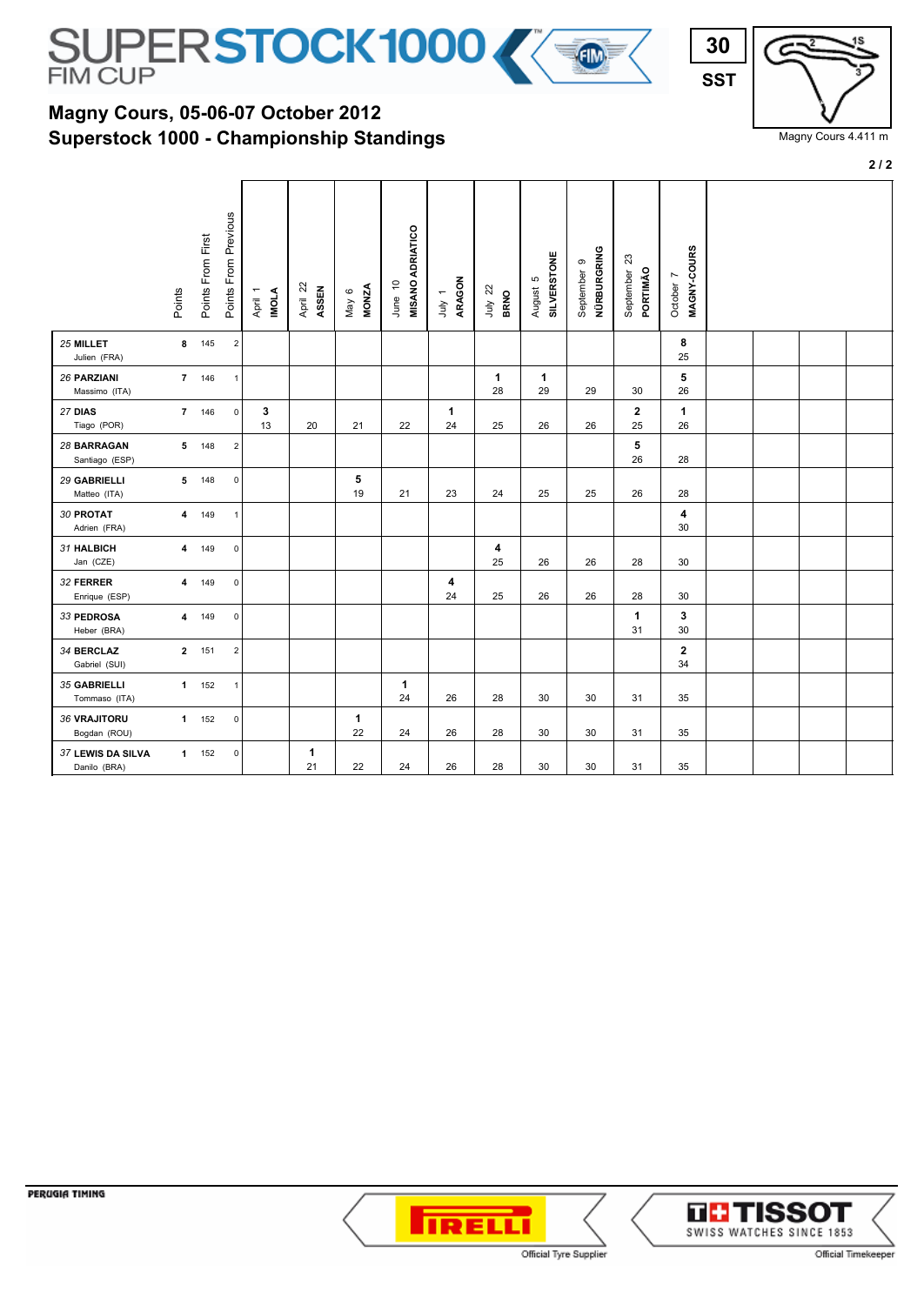# Magny Cours, 05-06-07 October 2012
## Superstock 1000 - Championship Standings

Magny Cours 4.411 m

| Rider | Points | Points From First | Points From Previous | April 1 IMOLA | April 22 ASSEN | May 6 MONZA | June 10 MISANO ADRIATICO | July 1 ARAGON | July 22 BRNO | August 5 SILVERSTONE | September 9 NÜRBURGRING | September 23 PORTIMÃO | October 7 MAGNY-COURS | | | | |
|---|---|---|---|---|---|---|---|---|---|---|---|---|---|---|---|---|---|
| 25 MILLET Julien (FRA) | 8 | 145 | 2 | | | | | | | | | | **8** 25 | | | | |
| 26 PARZIANI Massimo (ITA) | 7 | 146 | 1 | | | | | | **1** 28 | **1** 29 | 29 | 30 | **5** 26 | | | | |
| 27 DIAS Tiago (POR) | 7 | 146 | 0 | **3** 13 | 20 | 21 | 22 | **1** 24 | 25 | 26 | 26 | **2** 25 | **1** 26 | | | | |
| 28 BARRAGAN Santiago (ESP) | 5 | 148 | 2 | | | | | | | | | **5** 26 | 28 | | | | |
| 29 GABRIELLI Matteo (ITA) | 5 | 148 | 0 | | | **5** 19 | 21 | 23 | 24 | 25 | 25 | 26 | 28 | | | | |
| 30 PROTAT Adrien (FRA) | 4 | 149 | 1 | | | | | | | | | | **4** 30 | | | | |
| 31 HALBICH Jan (CZE) | 4 | 149 | 0 | | | | | | **4** 25 | 26 | 26 | 28 | 30 | | | | |
| 32 FERRER Enrique (ESP) | 4 | 149 | 0 | | | | | **4** 24 | 25 | 26 | 26 | 28 | 30 | | | | |
| 33 PEDROSA Heber (BRA) | 4 | 149 | 0 | | | | | | | | | **1** 31 | **3** 30 | | | | |
| 34 BERCLAZ Gabriel (SUI) | 2 | 151 | 2 | | | | | | | | | | **2** 34 | | | | |
| 35 GABRIELLI Tommaso (ITA) | 1 | 152 | 1 | | | | **1** 24 | 26 | 28 | 30 | 30 | 31 | 35 | | | | |
| 36 VRAJITORU Bogdan (ROU) | 1 | 152 | 0 | | | **1** 22 | 24 | 26 | 28 | 30 | 30 | 31 | 35 | | | | |
| 37 LEWIS DA SILVA Danilo (BRA) | 1 | 152 | 0 | | **1** 21 | 22 | 24 | 26 | 28 | 30 | 30 | 31 | 35 | | | | |

PERUGIA TIMING

Official Tyre Supplier — PIRELLI

Official Timekeeper — TISSOT SWISS WATCHES SINCE 1853